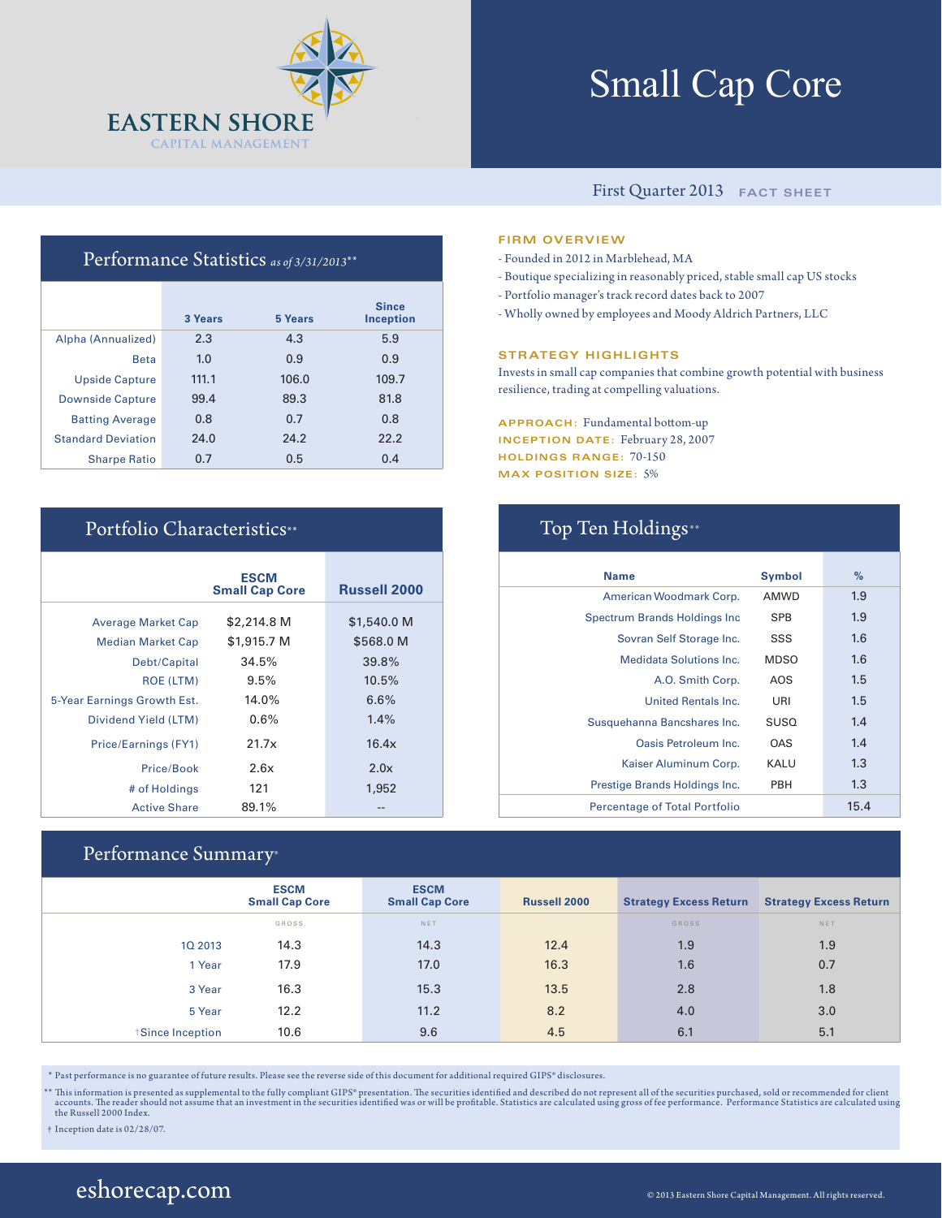EASTERN SHORE
CAPITAL MANAGEMENT

# Small Cap Core

First Quarter 2013 FACT SHEET

## Performance Statistics *as of 3/31/2013***

| | 3 Years | 5 Years | Since Inception |
|---|---|---|---|
| Alpha (Annualized) | 2.3 | 4.3 | 5.9 |
| Beta | 1.0 | 0.9 | 0.9 |
| Upside Capture | 111.1 | 106.0 | 109.7 |
| Downside Capture | 99.4 | 89.3 | 81.8 |
| Batting Average | 0.8 | 0.7 | 0.8 |
| Standard Deviation | 24.0 | 24.2 | 22.2 |
| Sharpe Ratio | 0.7 | 0.5 | 0.4 |

## FIRM OVERVIEW

- Founded in 2012 in Marblehead, MA
- Boutique specializing in reasonably priced, stable small cap US stocks
- Portfolio manager's track record dates back to 2007
- Wholly owned by employees and Moody Aldrich Partners, LLC

## STRATEGY HIGHLIGHTS

Invests in small cap companies that combine growth potential with business resilience, trading at compelling valuations.

**APPROACH:** Fundamental bottom-up
**INCEPTION DATE:** February 28, 2007
**HOLDINGS RANGE:** 70-150
**MAX POSITION SIZE:** 5%

## Portfolio Characteristics**

| | ESCM Small Cap Core | Russell 2000 |
|---|---|---|
| Average Market Cap | $2,214.8 M | $1,540.0 M |
| Median Market Cap | $1,915.7 M | $568.0 M |
| Debt/Capital | 34.5% | 39.8% |
| ROE (LTM) | 9.5% | 10.5% |
| 5-Year Earnings Growth Est. | 14.0% | 6.6% |
| Dividend Yield (LTM) | 0.6% | 1.4% |
| Price/Earnings (FY1) | 21.7x | 16.4x |
| Price/Book | 2.6x | 2.0x |
| # of Holdings | 121 | 1,952 |
| Active Share | 89.1% | -- |

## Top Ten Holdings**

| Name | Symbol | % |
|---|---|---|
| American Woodmark Corp. | AMWD | 1.9 |
| Spectrum Brands Holdings Inc | SPB | 1.9 |
| Sovran Self Storage Inc. | SSS | 1.6 |
| Medidata Solutions Inc. | MDSO | 1.6 |
| A.O. Smith Corp. | AOS | 1.5 |
| United Rentals Inc. | URI | 1.5 |
| Susquehanna Bancshares Inc. | SUSQ | 1.4 |
| Oasis Petroleum Inc. | OAS | 1.4 |
| Kaiser Aluminum Corp. | KALU | 1.3 |
| Prestige Brands Holdings Inc. | PBH | 1.3 |
| Percentage of Total Portfolio | | 15.4 |

## Performance Summary*

| | ESCM Small Cap Core | ESCM Small Cap Core | Russell 2000 | Strategy Excess Return | Strategy Excess Return |
|---|---|---|---|---|---|
| | GROSS | NET | | GROSS | NET |
| 1Q 2013 | 14.3 | 14.3 | 12.4 | 1.9 | 1.9 |
| 1 Year | 17.9 | 17.0 | 16.3 | 1.6 | 0.7 |
| 3 Year | 16.3 | 15.3 | 13.5 | 2.8 | 1.8 |
| 5 Year | 12.2 | 11.2 | 8.2 | 4.0 | 3.0 |
| †Since Inception | 10.6 | 9.6 | 4.5 | 6.1 | 5.1 |

\* Past performance is no guarantee of future results. Please see the reverse side of this document for additional required GIPS® disclosures.

** This information is presented as supplemental to the fully compliant GIPS® presentation. The securities identified and described do not represent all of the securities purchased, sold or recommended for client accounts. The reader should not assume that an investment in the securities identified was or will be profitable. Statistics are calculated using gross of fee performance. Performance Statistics are calculated using the Russell 2000 Index.

† Inception date is 02/28/07.

eshorecap.com

© 2013 Eastern Shore Capital Management. All rights reserved.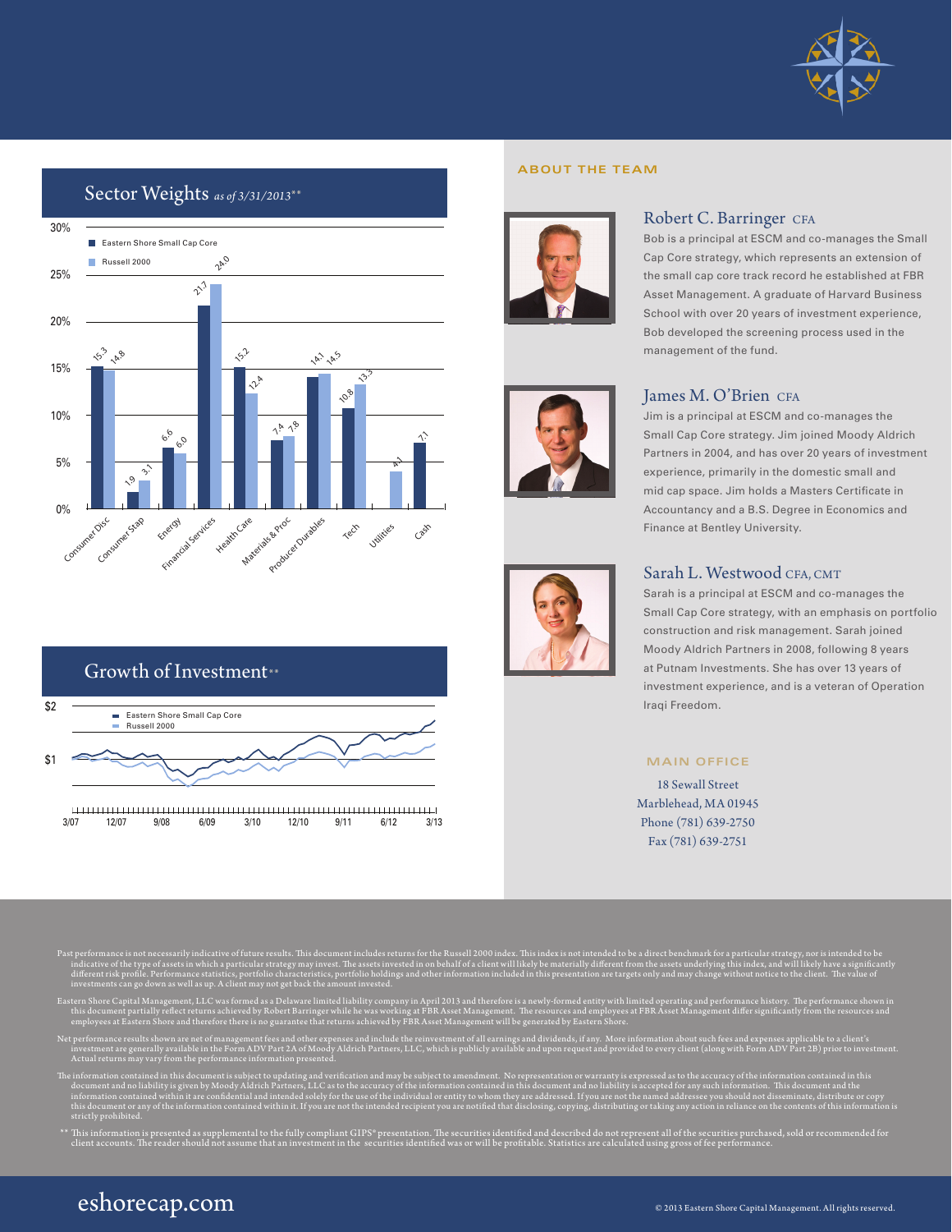## Sector Weights *as of 3/31/2013\*\**

30%
25%
20%
15%
10%
5%
0%

Eastern Shore Small Cap Core
Russell 2000

15.3 14.8
1.9 3.1
6.6 6.0
21.7 24.0
15.2 12.4
7.4 7.8
14.1 14.5
10.8 13.3
4.1
7.1

Consumer Disc
Consumer Stap
Energy
Financial Services
Health Care
Materials & Proc
Producer Durables
Tech
Utilities
Cash

## Growth of Investment\*\*

$2
$1

Eastern Shore Small Cap Core
Russell 2000

3/07
12/07
9/08
6/09
3/10
12/10
9/11
6/12
3/13

### ABOUT THE TEAM

**Robert C. Barringer** CFA

Bob is a principal at ESCM and co-manages the Small Cap Core strategy, which represents an extension of the small cap core track record he established at FBR Asset Management. A graduate of Harvard Business School with over 20 years of investment experience, Bob developed the screening process used in the management of the fund.

**James M. O'Brien** CFA

Jim is a principal at ESCM and co-manages the Small Cap Core strategy. Jim joined Moody Aldrich Partners in 2004, and has over 20 years of investment experience, primarily in the domestic small and mid cap space. Jim holds a Masters Certificate in Accountancy and a B.S. Degree in Economics and Finance at Bentley University.

**Sarah L. Westwood** CFA, CMT

Sarah is a principal at ESCM and co-manages the Small Cap Core strategy, with an emphasis on portfolio construction and risk management. Sarah joined Moody Aldrich Partners in 2008, following 8 years at Putnam Investments. She has over 13 years of investment experience, and is a veteran of Operation Iraqi Freedom.

### MAIN OFFICE

18 Sewall Street
Marblehead, MA 01945
Phone (781) 639-2750
Fax (781) 639-2751

Past performance is not necessarily indicative of future results. This document includes returns for the Russell 2000 index. This index is not intended to be a direct benchmark for a particular strategy, nor is intended to be indicative of the type of assets in which a particular strategy may invest. The assets invested in on behalf of a client will likely be materially different from the assets underlying this index, and will likely have a significantly different risk profile. Performance statistics, portfolio characteristics, portfolio holdings and other information included in this presentation are targets only and may change without notice to the client. The value of investments can go down as well as up. A client may not get back the amount invested.

Eastern Shore Capital Management, LLC was formed as a Delaware limited liability company in April 2013 and therefore is a newly-formed entity with limited operating and performance history. The performance shown in this document partially reflect returns achieved by Robert Barringer while he was working at FBR Asset Management. The resources and employees at FBR Asset Management differ significantly from the resources and employees at Eastern Shore and therefore there is no guarantee that returns achieved by FBR Asset Management will be generated by Eastern Shore.

Net performance results shown are net of management fees and other expenses and include the reinvestment of all earnings and dividends, if any. More information about such fees and expenses applicable to a client's investment are generally available in the Form ADV Part 2A of Moody Aldrich Partners, LLC, which is publicly available and upon request and provided to every client (along with Form ADV Part 2B) prior to investment. Actual returns may vary from the performance information presented.

The information contained in this document is subject to updating and verification and may be subject to amendment. No representation or warranty is expressed as to the accuracy of the information contained in this document and no liability is given by Moody Aldrich Partners, LLC as to the accuracy of the information contained in this document and no liability is accepted for any such information. This document and the information contained within it are confidential and intended solely for the use of the individual or entity to whom they are addressed. If you are not the named addressee you should not disseminate, distribute or copy this document or any of the information contained within it. If you are not the intended recipient you are notified that disclosing, copying, distributing or taking any action in reliance on the contents of this information is strictly prohibited.

\*\* This information is presented as supplemental to the fully compliant GIPS® presentation. The securities identified and described do not represent all of the securities purchased, sold or recommended for client accounts. The reader should not assume that an investment in the securities identified was or will be profitable. Statistics are calculated using gross of fee performance.

eshorecap.com

© 2013 Eastern Shore Capital Management. All rights reserved.